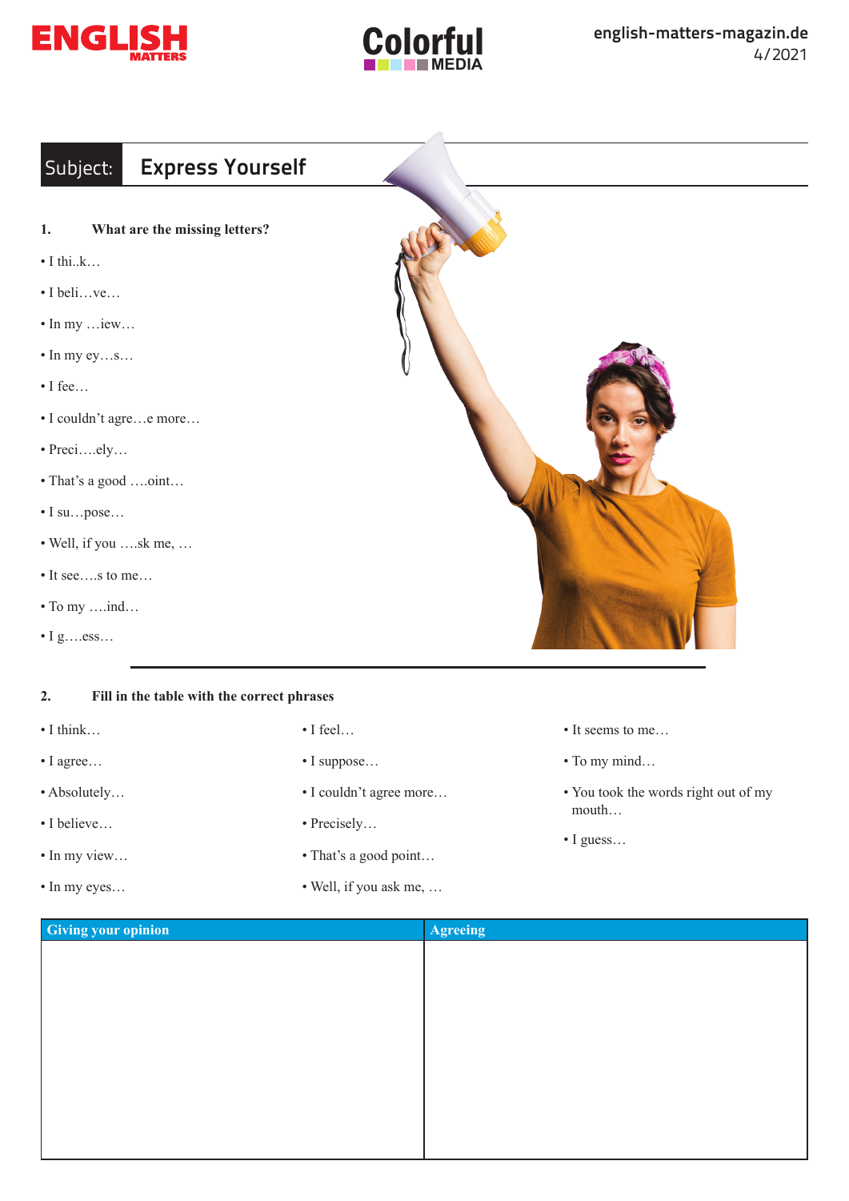## Subject: Express Yourself

**1. What are the missing letters?**

- I thi..k…
- I beli…ve…
- In my …iew…
- In my ey…s…
- I fee…
- I couldn't agre…e more…
- Preci….ely…
- That's a good ….oint…
- I su…pose…
- Well, if you ….sk me, …
- It see….s to me…
- To my ….ind…
- I g….ess…

**2. Fill in the table with the correct phrases**

- I think…
- I agree…
- Absolutely…
- I believe…
- In my view…
- In my eyes…
- I feel…
- I suppose…
- I couldn't agree more…
- Precisely…
- That's a good point…
- Well, if you ask me, …
- It seems to me…
- To my mind…
- You took the words right out of my mouth…
- I guess…

| Giving your opinion | Agreeing |
|---|---|
| | |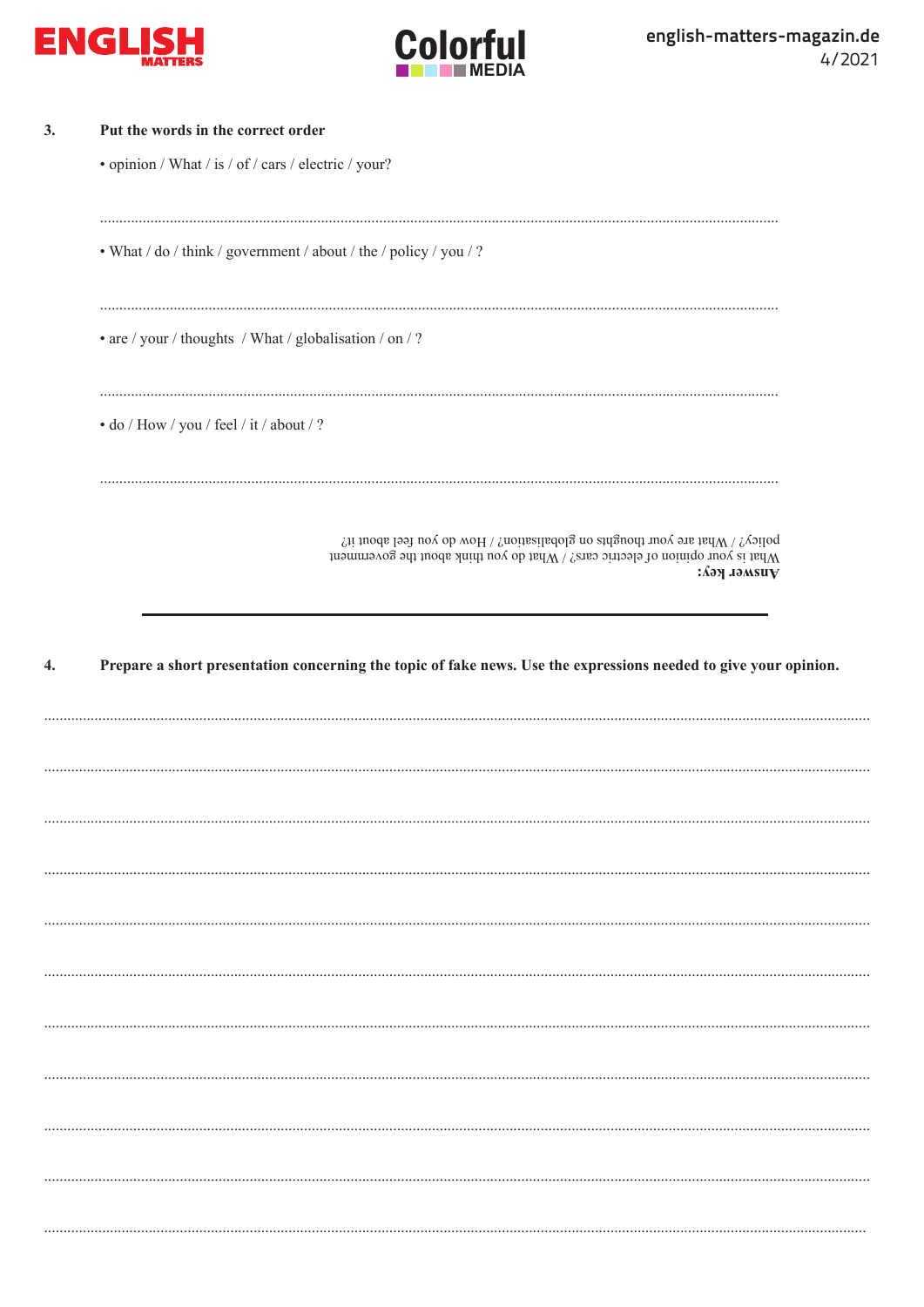3. **Put the words in the correct order**

- opinion / What / is / of / cars / electric / your?

..............................................................................................................................................

- What / do / think / government / about / the / policy / you / ?

..............................................................................................................................................

- are / your / thoughts / What / globalisation / on / ?

..............................................................................................................................................

- do / How / you / feel / it / about / ?

..............................................................................................................................................

**Answer key:**
What is your opinion of electric cars? / What do you think about the government policy? / What are your thoughts on globalisation? / How do you feel about it?

---

4. **Prepare a short presentation concerning the topic of fake news. Use the expressions needed to give your opinion.**

..............................................................................................................................................

..............................................................................................................................................

..............................................................................................................................................

..............................................................................................................................................

..............................................................................................................................................

..............................................................................................................................................

..............................................................................................................................................

..............................................................................................................................................

..............................................................................................................................................

..............................................................................................................................................

..............................................................................................................................................